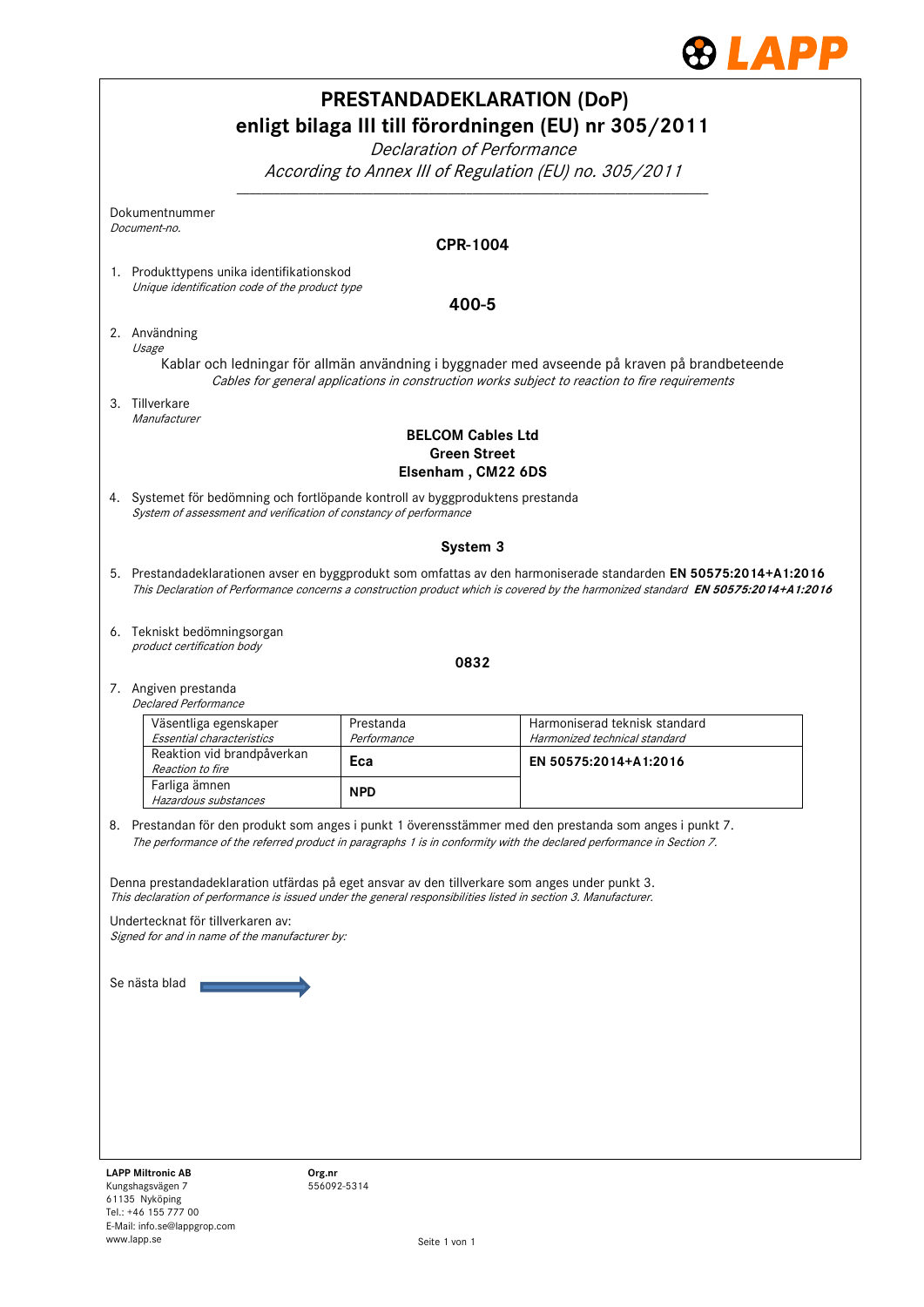# PRESTANDADEKLARATION (DoP)
## enligt bilaga III till förordningen (EU) nr 305/2011

*Declaration of Performance*
*According to Annex III of Regulation (EU) no. 305/2011*

Dokumentnummer
*Document-no.*

**CPR-1004**

1. Produkttypens unika identifikationskod
   *Unique identification code of the product type*

   **400-5**

2. Användning
   *Usage*

   Kablar och ledningar för allmän användning i byggnader med avseende på kraven på brandbeteende
   *Cables for general applications in construction works subject to reaction to fire requirements*

3. Tillverkare
   *Manufacturer*

   **BELCOM Cables Ltd**
   **Green Street**
   **Elsenham , CM22 6DS**

4. Systemet för bedömning och fortlöpande kontroll av byggproduktens prestanda
   *System of assessment and verification of constancy of performance*

   **System 3**

5. Prestandadeklarationen avser en byggprodukt som omfattas av den harmoniserade standarden **EN 50575:2014+A1:2016**
   *This Declaration of Performance concerns a construction product which is covered by the harmonized standard* ***EN 50575:2014+A1:2016***

6. Tekniskt bedömningsorgan
   *product certification body*

   **0832**

7. Angiven prestanda
   *Declared Performance*

| Väsentliga egenskaper<br>*Essential characteristics* | Prestanda<br>*Performance* | Harmoniserad teknisk standard<br>*Harmonized technical standard* |
|---|---|---|
| Reaktion vid brandpåverkan<br>*Reaction to fire* | **Eca** | **EN 50575:2014+A1:2016** |
| Farliga ämnen<br>*Hazardous substances* | **NPD** | |

8. Prestandan för den produkt som anges i punkt 1 överensstämmer med den prestanda som anges i punkt 7.
   *The performance of the referred product in paragraphs 1 is in conformity with the declared performance in Section 7.*

Denna prestandadeklaration utfärdas på eget ansvar av den tillverkare som anges under punkt 3.
*This declaration of performance is issued under the general responsibilities listed in section 3. Manufacturer.*

Undertecknat för tillverkaren av:
*Signed for and in name of the manufacturer by:*

Se nästa blad →

**LAPP Miltronic AB**
Kungshagsvägen 7
61135 Nyköping
Tel.: +46 155 777 00
E-Mail: info.se@lappgrop.com
www.lapp.se

**Org.nr**
556092-5314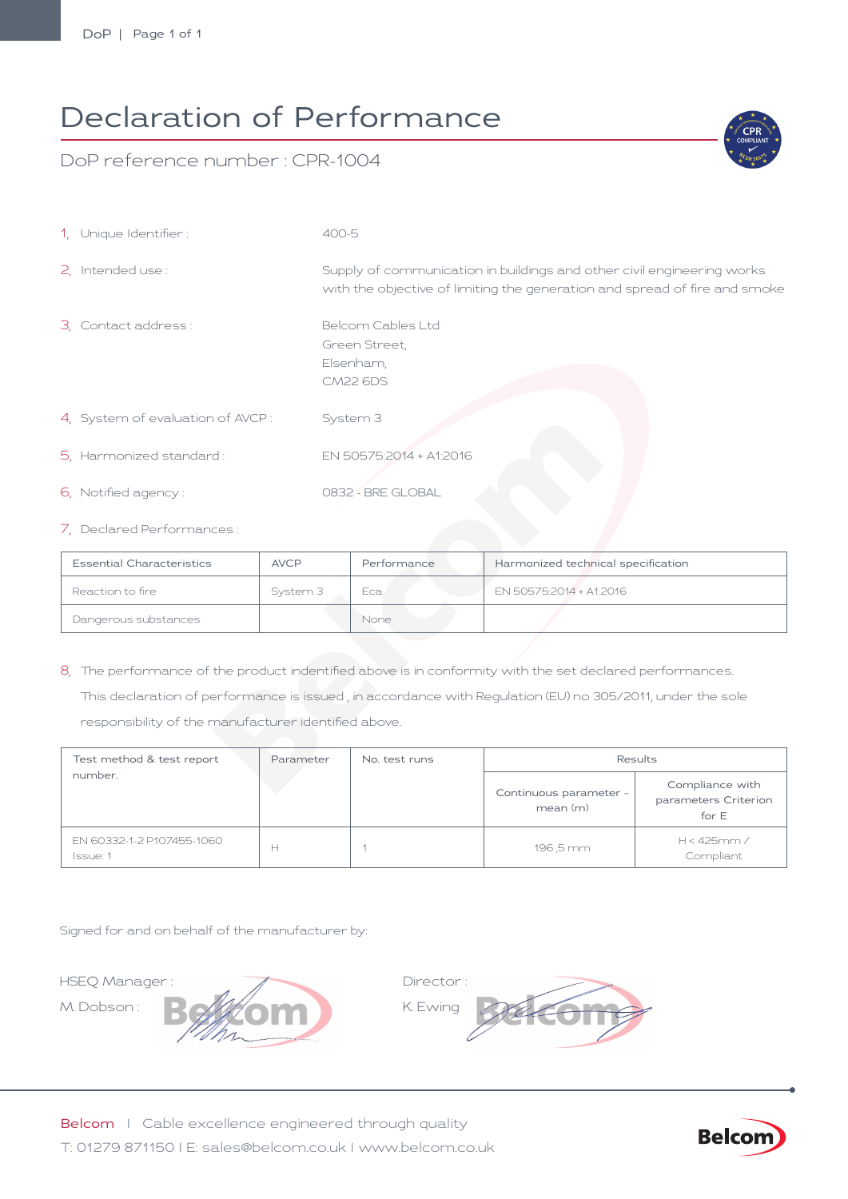# Declaration of Performance

## DoP reference number : CPR-1004

1, Unique Identifier : 400-5

2, Intended use : Supply of communication in buildings and other civil engineering works with the objective of limiting the generation and spread of fire and smoke

3, Contact address : Belcom Cables Ltd
Green Street,
Elsenham,
CM22 6DS

4, System of evaluation of AVCP : System 3

5, Harmonized standard : EN 50575:2014 + A1:2016

6, Notified agency : 0832 - BRE GLOBAL

7, Declared Performances :

| Essential Characteristics | AVCP | Performance | Harmonized technical specification |
|---|---|---|---|
| Reaction to fire | System 3 | Eca | EN 50575:2014 + A1:2016 |
| Dangerous substances | | None | |

8, The performance of the product indentified above is in conformity with the set declared performances.

This declaration of performance is issued , in accordance with Regulation (EU) no 305/2011, under the sole responsibility of the manufacturer identified above.

| Test method & test report number. | Parameter | No. test runs | Results | |
|---|---|---|---|---|
| | | | Continuous parameter - mean (m) | Compliance with parameters Criterion for E |
| EN 60332-1-2 P107455-1060 Issue: 1 | H | 1 | 196 ,5 mm | H < 425mm / Compliant |

Signed for and on behalf of the manufacturer by:

HSEQ Manager :
M. Dobson :

Director :
K. Ewing

Belcom | Cable excellence engineered through quality
T: 01279 871150 I E: sales@belcom.co.uk I www.belcom.co.uk